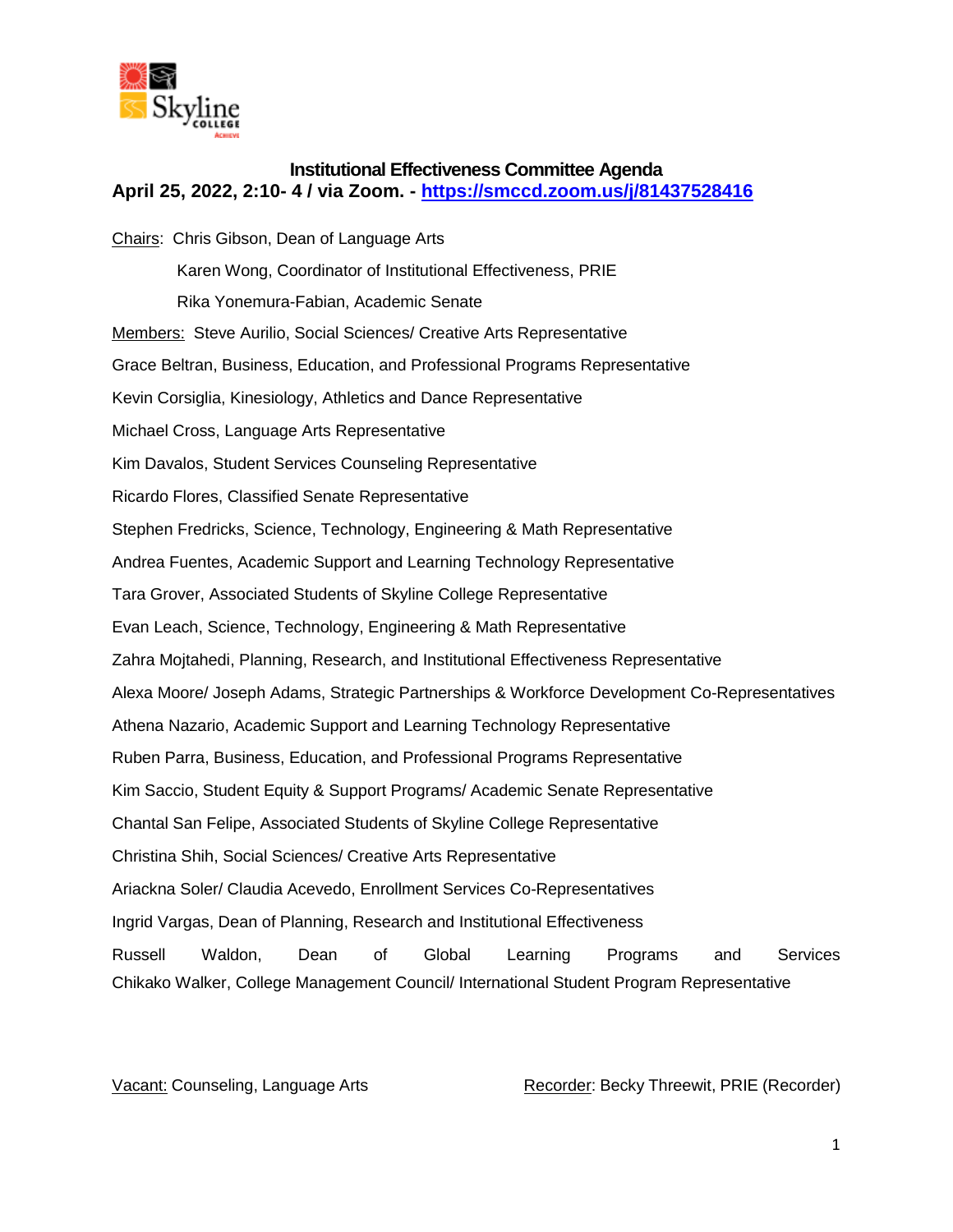# Institutional Effectiveness Committee Agenda

**April 25, 2022, 2:10- 4 / via Zoom. - [https://smccd.zoom.us/j/81437528416](https://smccd.zoom.us/j/81437528416)**

Chairs: Chris Gibson, Dean of Language Arts

Karen Wong, Coordinator of Institutional Effectiveness, PRIE

Rika Yonemura-Fabian, Academic Senate

Members: Steve Aurilio, Social Sciences/ Creative Arts Representative

Grace Beltran, Business, Education, and Professional Programs Representative

Kevin Corsiglia, Kinesiology, Athletics and Dance Representative

Michael Cross, Language Arts Representative

Kim Davalos, Student Services Counseling Representative

Ricardo Flores, Classified Senate Representative

Stephen Fredricks, Science, Technology, Engineering & Math Representative

Andrea Fuentes, Academic Support and Learning Technology Representative

Tara Grover, Associated Students of Skyline College Representative

Evan Leach, Science, Technology, Engineering & Math Representative

Zahra Mojtahedi, Planning, Research, and Institutional Effectiveness Representative

Alexa Moore/ Joseph Adams, Strategic Partnerships & Workforce Development Co-Representatives

Athena Nazario, Academic Support and Learning Technology Representative

Ruben Parra, Business, Education, and Professional Programs Representative

Kim Saccio, Student Equity & Support Programs/ Academic Senate Representative

Chantal San Felipe, Associated Students of Skyline College Representative

Christina Shih, Social Sciences/ Creative Arts Representative

Ariackna Soler/ Claudia Acevedo, Enrollment Services Co-Representatives

Ingrid Vargas, Dean of Planning, Research and Institutional Effectiveness

Russell Waldon, Dean of Global Learning Programs and Services

Chikako Walker, College Management Council/ International Student Program Representative

Vacant: Counseling, Language Arts

Recorder: Becky Threewit, PRIE (Recorder)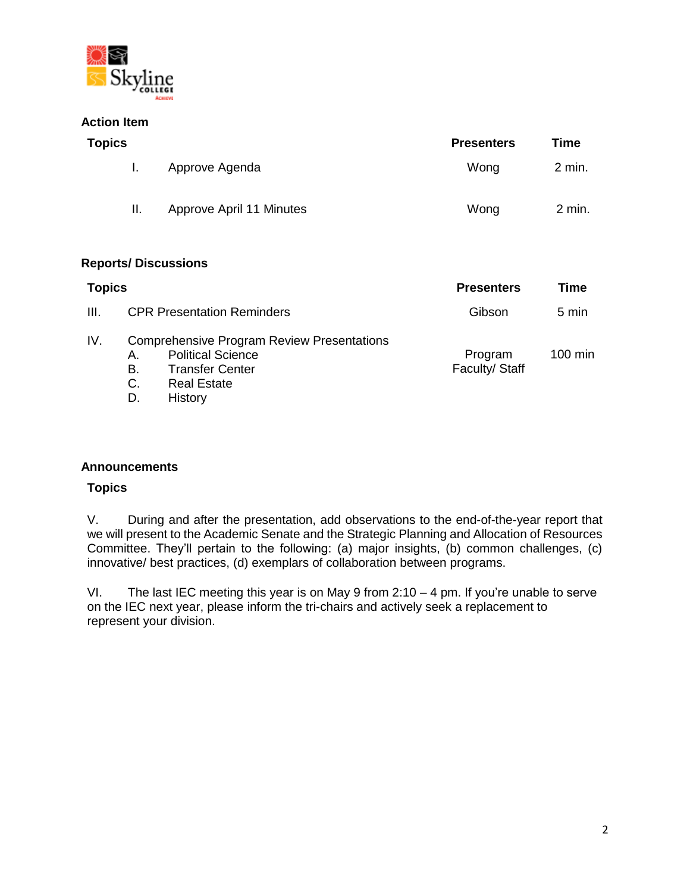## Action Item

| Topics | | Presenters | Time |
|---|---|---|---|
| I. | Approve Agenda | Wong | 2 min. |
| II. | Approve April 11 Minutes | Wong | 2 min. |

## Reports/ Discussions

| Topics | | Presenters | Time |
|---|---|---|---|
| III. | CPR Presentation Reminders | Gibson | 5 min |
| IV. | Comprehensive Program Review Presentations<br>A. Political Science<br>B. Transfer Center<br>C. Real Estate<br>D. History | Program Faculty/ Staff | 100 min |

## Announcements

**Topics**

V. During and after the presentation, add observations to the end-of-the-year report that we will present to the Academic Senate and the Strategic Planning and Allocation of Resources Committee. They'll pertain to the following: (a) major insights, (b) common challenges, (c) innovative/ best practices, (d) exemplars of collaboration between programs.

VI. The last IEC meeting this year is on May 9 from 2:10 – 4 pm. If you're unable to serve on the IEC next year, please inform the tri-chairs and actively seek a replacement to represent your division.